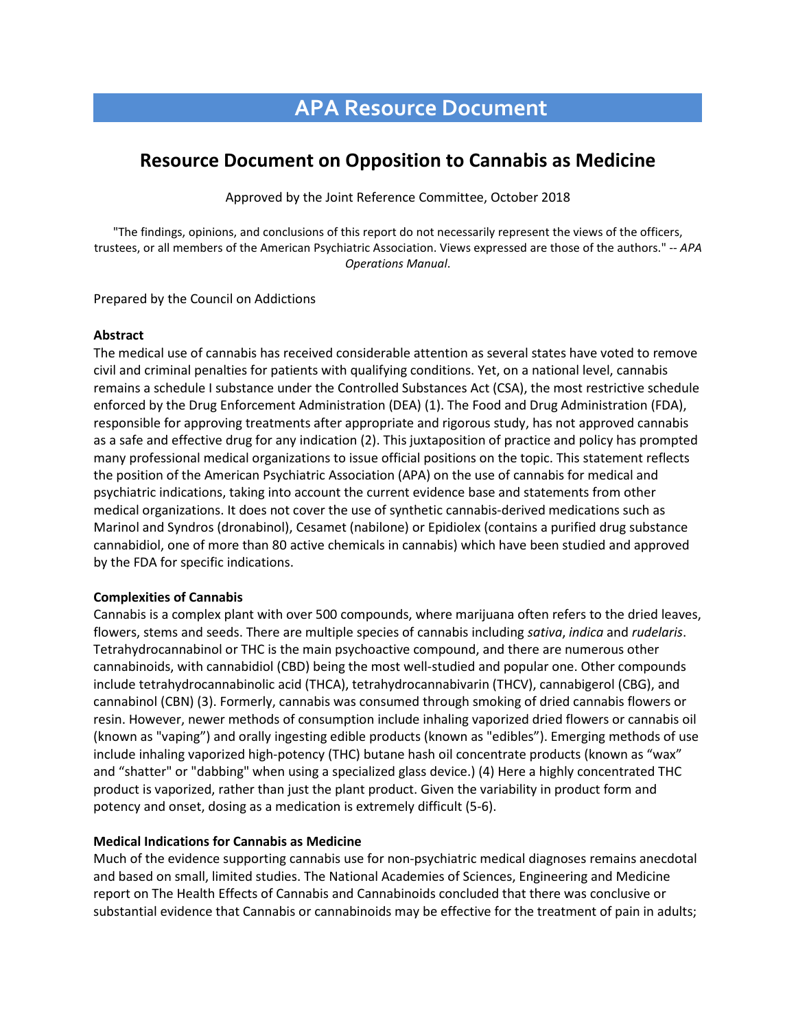# APA Resource Document

## Resource Document on Opposition to Cannabis as Medicine

Approved by the Joint Reference Committee, October 2018

"The findings, opinions, and conclusions of this report do not necessarily represent the views of the officers, trustees, or all members of the American Psychiatric Association. Views expressed are those of the authors." -- *APA Operations Manual*.

Prepared by the Council on Addictions

**Abstract**

The medical use of cannabis has received considerable attention as several states have voted to remove civil and criminal penalties for patients with qualifying conditions. Yet, on a national level, cannabis remains a schedule I substance under the Controlled Substances Act (CSA), the most restrictive schedule enforced by the Drug Enforcement Administration (DEA) (1). The Food and Drug Administration (FDA), responsible for approving treatments after appropriate and rigorous study, has not approved cannabis as a safe and effective drug for any indication (2). This juxtaposition of practice and policy has prompted many professional medical organizations to issue official positions on the topic. This statement reflects the position of the American Psychiatric Association (APA) on the use of cannabis for medical and psychiatric indications, taking into account the current evidence base and statements from other medical organizations. It does not cover the use of synthetic cannabis-derived medications such as Marinol and Syndros (dronabinol), Cesamet (nabilone) or Epidiolex (contains a purified drug substance cannabidiol, one of more than 80 active chemicals in cannabis) which have been studied and approved by the FDA for specific indications.

**Complexities of Cannabis**

Cannabis is a complex plant with over 500 compounds, where marijuana often refers to the dried leaves, flowers, stems and seeds. There are multiple species of cannabis including *sativa*, *indica* and *rudelaris*. Tetrahydrocannabinol or THC is the main psychoactive compound, and there are numerous other cannabinoids, with cannabidiol (CBD) being the most well-studied and popular one. Other compounds include tetrahydrocannabinolic acid (THCA), tetrahydrocannabivarin (THCV), cannabigerol (CBG), and cannabinol (CBN) (3). Formerly, cannabis was consumed through smoking of dried cannabis flowers or resin. However, newer methods of consumption include inhaling vaporized dried flowers or cannabis oil (known as "vaping") and orally ingesting edible products (known as "edibles"). Emerging methods of use include inhaling vaporized high-potency (THC) butane hash oil concentrate products (known as "wax" and "shatter" or "dabbing" when using a specialized glass device.) (4) Here a highly concentrated THC product is vaporized, rather than just the plant product. Given the variability in product form and potency and onset, dosing as a medication is extremely difficult (5-6).

**Medical Indications for Cannabis as Medicine**

Much of the evidence supporting cannabis use for non-psychiatric medical diagnoses remains anecdotal and based on small, limited studies. The National Academies of Sciences, Engineering and Medicine report on The Health Effects of Cannabis and Cannabinoids concluded that there was conclusive or substantial evidence that Cannabis or cannabinoids may be effective for the treatment of pain in adults;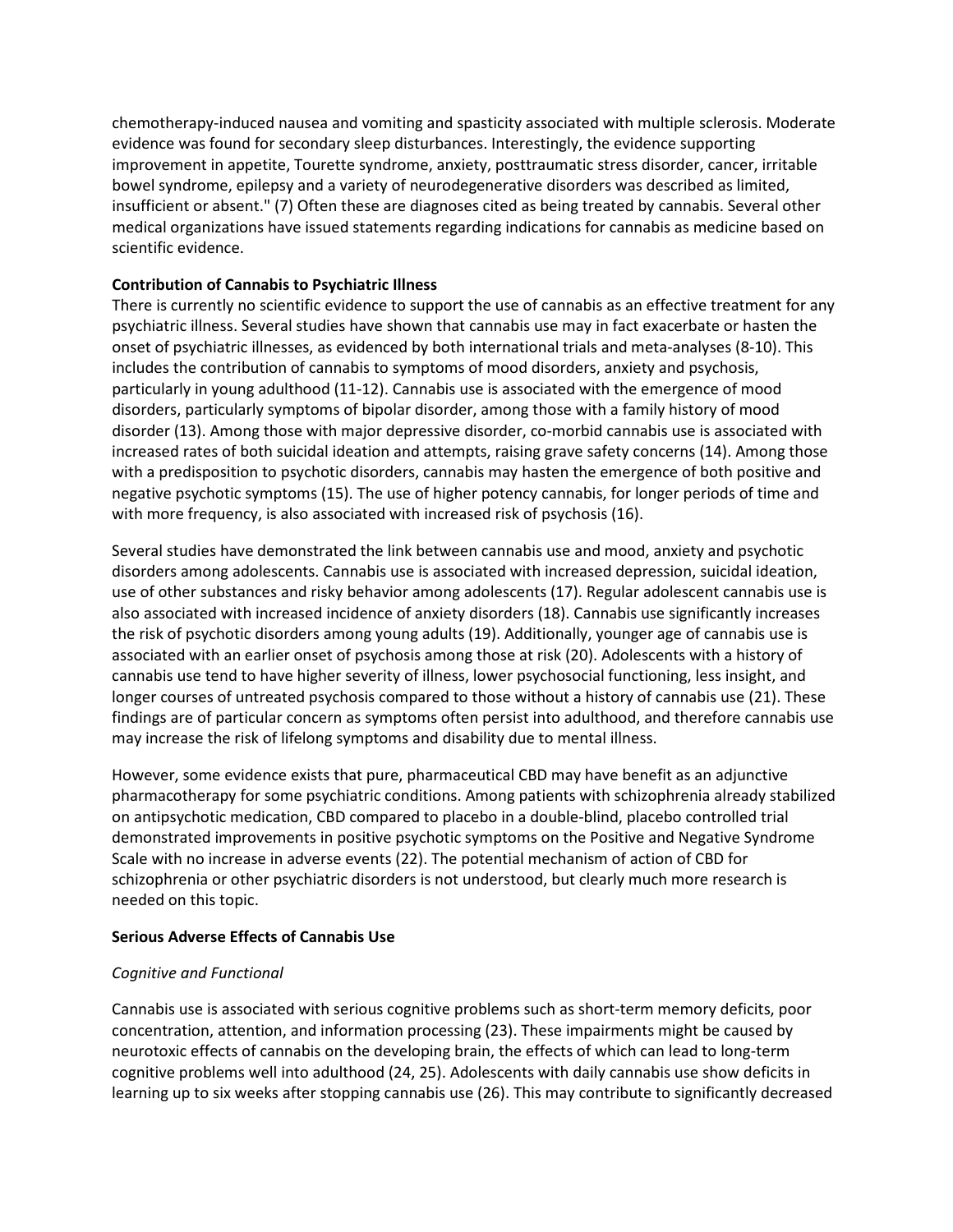chemotherapy-induced nausea and vomiting and spasticity associated with multiple sclerosis. Moderate evidence was found for secondary sleep disturbances. Interestingly, the evidence supporting improvement in appetite, Tourette syndrome, anxiety, posttraumatic stress disorder, cancer, irritable bowel syndrome, epilepsy and a variety of neurodegenerative disorders was described as limited, insufficient or absent." (7) Often these are diagnoses cited as being treated by cannabis. Several other medical organizations have issued statements regarding indications for cannabis as medicine based on scientific evidence.

**Contribution of Cannabis to Psychiatric Illness**

There is currently no scientific evidence to support the use of cannabis as an effective treatment for any psychiatric illness. Several studies have shown that cannabis use may in fact exacerbate or hasten the onset of psychiatric illnesses, as evidenced by both international trials and meta-analyses (8-10). This includes the contribution of cannabis to symptoms of mood disorders, anxiety and psychosis, particularly in young adulthood (11-12). Cannabis use is associated with the emergence of mood disorders, particularly symptoms of bipolar disorder, among those with a family history of mood disorder (13). Among those with major depressive disorder, co-morbid cannabis use is associated with increased rates of both suicidal ideation and attempts, raising grave safety concerns (14). Among those with a predisposition to psychotic disorders, cannabis may hasten the emergence of both positive and negative psychotic symptoms (15). The use of higher potency cannabis, for longer periods of time and with more frequency, is also associated with increased risk of psychosis (16).

Several studies have demonstrated the link between cannabis use and mood, anxiety and psychotic disorders among adolescents. Cannabis use is associated with increased depression, suicidal ideation, use of other substances and risky behavior among adolescents (17). Regular adolescent cannabis use is also associated with increased incidence of anxiety disorders (18). Cannabis use significantly increases the risk of psychotic disorders among young adults (19). Additionally, younger age of cannabis use is associated with an earlier onset of psychosis among those at risk (20). Adolescents with a history of cannabis use tend to have higher severity of illness, lower psychosocial functioning, less insight, and longer courses of untreated psychosis compared to those without a history of cannabis use (21). These findings are of particular concern as symptoms often persist into adulthood, and therefore cannabis use may increase the risk of lifelong symptoms and disability due to mental illness.

However, some evidence exists that pure, pharmaceutical CBD may have benefit as an adjunctive pharmacotherapy for some psychiatric conditions. Among patients with schizophrenia already stabilized on antipsychotic medication, CBD compared to placebo in a double-blind, placebo controlled trial demonstrated improvements in positive psychotic symptoms on the Positive and Negative Syndrome Scale with no increase in adverse events (22). The potential mechanism of action of CBD for schizophrenia or other psychiatric disorders is not understood, but clearly much more research is needed on this topic.

**Serious Adverse Effects of Cannabis Use**

*Cognitive and Functional*

Cannabis use is associated with serious cognitive problems such as short-term memory deficits, poor concentration, attention, and information processing (23). These impairments might be caused by neurotoxic effects of cannabis on the developing brain, the effects of which can lead to long-term cognitive problems well into adulthood (24, 25). Adolescents with daily cannabis use show deficits in learning up to six weeks after stopping cannabis use (26). This may contribute to significantly decreased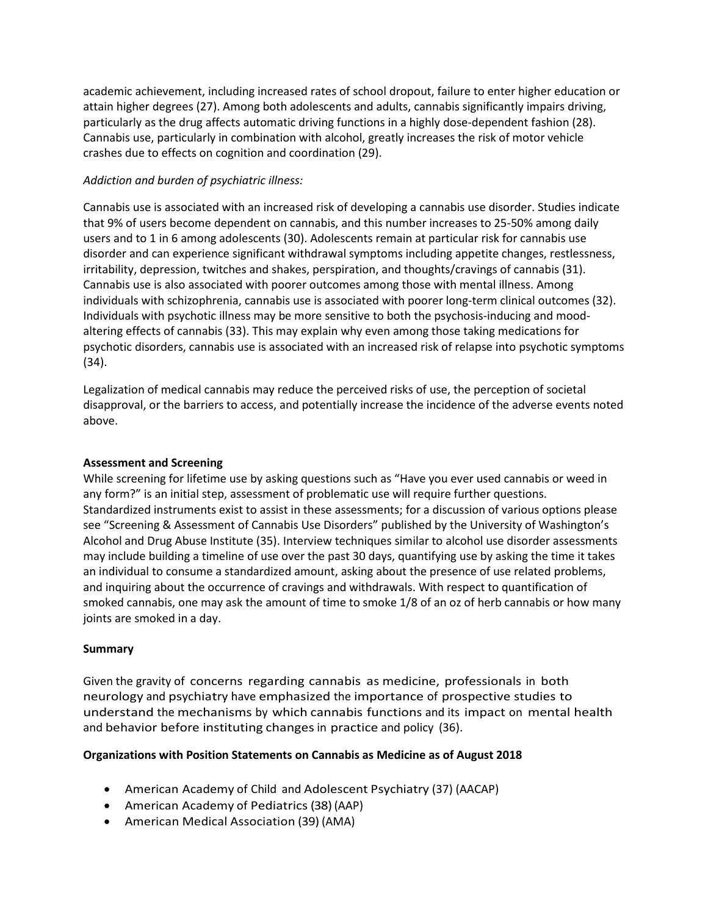academic achievement, including increased rates of school dropout, failure to enter higher education or attain higher degrees (27). Among both adolescents and adults, cannabis significantly impairs driving, particularly as the drug affects automatic driving functions in a highly dose-dependent fashion (28). Cannabis use, particularly in combination with alcohol, greatly increases the risk of motor vehicle crashes due to effects on cognition and coordination (29).

*Addiction and burden of psychiatric illness:*

Cannabis use is associated with an increased risk of developing a cannabis use disorder. Studies indicate that 9% of users become dependent on cannabis, and this number increases to 25-50% among daily users and to 1 in 6 among adolescents (30). Adolescents remain at particular risk for cannabis use disorder and can experience significant withdrawal symptoms including appetite changes, restlessness, irritability, depression, twitches and shakes, perspiration, and thoughts/cravings of cannabis (31). Cannabis use is also associated with poorer outcomes among those with mental illness. Among individuals with schizophrenia, cannabis use is associated with poorer long-term clinical outcomes (32). Individuals with psychotic illness may be more sensitive to both the psychosis-inducing and mood-altering effects of cannabis (33). This may explain why even among those taking medications for psychotic disorders, cannabis use is associated with an increased risk of relapse into psychotic symptoms (34).

Legalization of medical cannabis may reduce the perceived risks of use, the perception of societal disapproval, or the barriers to access, and potentially increase the incidence of the adverse events noted above.

**Assessment and Screening**

While screening for lifetime use by asking questions such as "Have you ever used cannabis or weed in any form?" is an initial step, assessment of problematic use will require further questions. Standardized instruments exist to assist in these assessments; for a discussion of various options please see "Screening & Assessment of Cannabis Use Disorders" published by the University of Washington's Alcohol and Drug Abuse Institute (35). Interview techniques similar to alcohol use disorder assessments may include building a timeline of use over the past 30 days, quantifying use by asking the time it takes an individual to consume a standardized amount, asking about the presence of use related problems, and inquiring about the occurrence of cravings and withdrawals. With respect to quantification of smoked cannabis, one may ask the amount of time to smoke 1/8 of an oz of herb cannabis or how many joints are smoked in a day.

**Summary**

Given the gravity of concerns regarding cannabis as medicine, professionals in both neurology and psychiatry have emphasized the importance of prospective studies to understand the mechanisms by which cannabis functions and its impact on mental health and behavior before instituting changes in practice and policy (36).

**Organizations with Position Statements on Cannabis as Medicine as of August 2018**

- American Academy of Child and Adolescent Psychiatry (37) (AACAP)
- American Academy of Pediatrics (38) (AAP)
- American Medical Association (39) (AMA)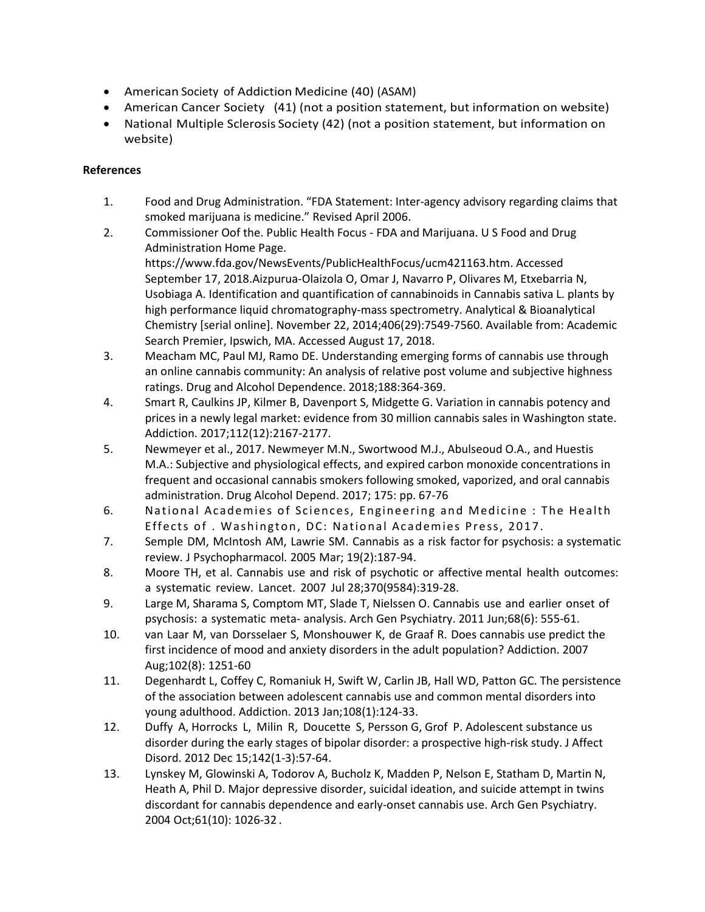- American Society of Addiction Medicine (40) (ASAM)
- American Cancer Society (41) (not a position statement, but information on website)
- National Multiple Sclerosis Society (42) (not a position statement, but information on website)

**References**

1. Food and Drug Administration. "FDA Statement: Inter-agency advisory regarding claims that smoked marijuana is medicine." Revised April 2006.
2. Commissioner Oof the. Public Health Focus - FDA and Marijuana. U S Food and Drug Administration Home Page. https://www.fda.gov/NewsEvents/PublicHealthFocus/ucm421163.htm. Accessed September 17, 2018.Aizpurua-Olaizola O, Omar J, Navarro P, Olivares M, Etxebarria N, Usobiaga A. Identification and quantification of cannabinoids in Cannabis sativa L. plants by high performance liquid chromatography-mass spectrometry. Analytical & Bioanalytical Chemistry [serial online]. November 22, 2014;406(29):7549-7560. Available from: Academic Search Premier, Ipswich, MA. Accessed August 17, 2018.
3. Meacham MC, Paul MJ, Ramo DE. Understanding emerging forms of cannabis use through an online cannabis community: An analysis of relative post volume and subjective highness ratings. Drug and Alcohol Dependence. 2018;188:364-369.
4. Smart R, Caulkins JP, Kilmer B, Davenport S, Midgette G. Variation in cannabis potency and prices in a newly legal market: evidence from 30 million cannabis sales in Washington state. Addiction. 2017;112(12):2167-2177.
5. Newmeyer et al., 2017. Newmeyer M.N., Swortwood M.J., Abulseoud O.A., and Huestis M.A.: Subjective and physiological effects, and expired carbon monoxide concentrations in frequent and occasional cannabis smokers following smoked, vaporized, and oral cannabis administration. Drug Alcohol Depend. 2017; 175: pp. 67-76
6. National Academies of Sciences, Engineering and Medicine : The Health Effects of . Washington, DC: National Academies Press, 2017.
7. Semple DM, McIntosh AM, Lawrie SM. Cannabis as a risk factor for psychosis: a systematic review. J Psychopharmacol. 2005 Mar; 19(2):187-94.
8. Moore TH, et al. Cannabis use and risk of psychotic or affective mental health outcomes: a systematic review. Lancet. 2007 Jul 28;370(9584):319-28.
9. Large M, Sharama S, Comptom MT, Slade T, Nielssen O. Cannabis use and earlier onset of psychosis: a systematic meta- analysis. Arch Gen Psychiatry. 2011 Jun;68(6): 555-61.
10. van Laar M, van Dorsselaer S, Monshouwer K, de Graaf R. Does cannabis use predict the first incidence of mood and anxiety disorders in the adult population? Addiction. 2007 Aug;102(8): 1251-60
11. Degenhardt L, Coffey C, Romaniuk H, Swift W, Carlin JB, Hall WD, Patton GC. The persistence of the association between adolescent cannabis use and common mental disorders into young adulthood. Addiction. 2013 Jan;108(1):124-33.
12. Duffy A, Horrocks L, Milin R, Doucette S, Persson G, Grof P. Adolescent substance us disorder during the early stages of bipolar disorder: a prospective high-risk study. J Affect Disord. 2012 Dec 15;142(1-3):57-64.
13. Lynskey M, Glowinski A, Todorov A, Bucholz K, Madden P, Nelson E, Statham D, Martin N, Heath A, Phil D. Major depressive disorder, suicidal ideation, and suicide attempt in twins discordant for cannabis dependence and early-onset cannabis use. Arch Gen Psychiatry. 2004 Oct;61(10): 1026-32 .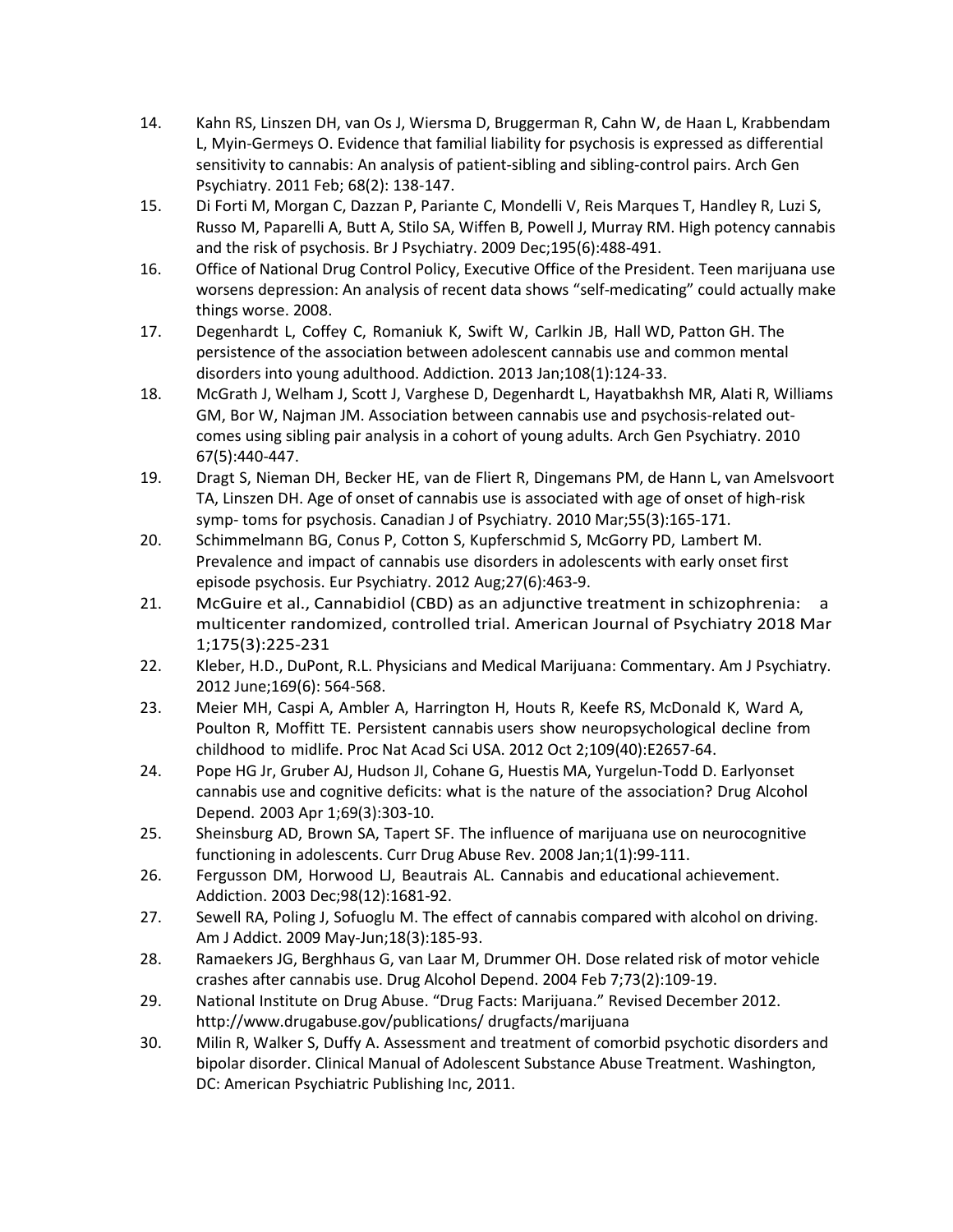14. Kahn RS, Linszen DH, van Os J, Wiersma D, Bruggerman R, Cahn W, de Haan L, Krabbendam L, Myin-Germeys O. Evidence that familial liability for psychosis is expressed as differential sensitivity to cannabis: An analysis of patient-sibling and sibling-control pairs. Arch Gen Psychiatry. 2011 Feb; 68(2): 138-147.
15. Di Forti M, Morgan C, Dazzan P, Pariante C, Mondelli V, Reis Marques T, Handley R, Luzi S, Russo M, Paparelli A, Butt A, Stilo SA, Wiffen B, Powell J, Murray RM. High potency cannabis and the risk of psychosis. Br J Psychiatry. 2009 Dec;195(6):488-491.
16. Office of National Drug Control Policy, Executive Office of the President. Teen marijuana use worsens depression: An analysis of recent data shows "self-medicating" could actually make things worse. 2008.
17. Degenhardt L, Coffey C, Romaniuk K, Swift W, Carlkin JB, Hall WD, Patton GH. The persistence of the association between adolescent cannabis use and common mental disorders into young adulthood. Addiction. 2013 Jan;108(1):124-33.
18. McGrath J, Welham J, Scott J, Varghese D, Degenhardt L, Hayatbakhsh MR, Alati R, Williams GM, Bor W, Najman JM. Association between cannabis use and psychosis-related out- comes using sibling pair analysis in a cohort of young adults. Arch Gen Psychiatry. 2010 67(5):440-447.
19. Dragt S, Nieman DH, Becker HE, van de Fliert R, Dingemans PM, de Hann L, van Amelsvoort TA, Linszen DH. Age of onset of cannabis use is associated with age of onset of high-risk symp- toms for psychosis. Canadian J of Psychiatry. 2010 Mar;55(3):165-171.
20. Schimmelmann BG, Conus P, Cotton S, Kupferschmid S, McGorry PD, Lambert M. Prevalence and impact of cannabis use disorders in adolescents with early onset first episode psychosis. Eur Psychiatry. 2012 Aug;27(6):463-9.
21. McGuire et al., Cannabidiol (CBD) as an adjunctive treatment in schizophrenia: a multicenter randomized, controlled trial. American Journal of Psychiatry 2018 Mar 1;175(3):225-231
22. Kleber, H.D., DuPont, R.L. Physicians and Medical Marijuana: Commentary. Am J Psychiatry. 2012 June;169(6): 564-568.
23. Meier MH, Caspi A, Ambler A, Harrington H, Houts R, Keefe RS, McDonald K, Ward A, Poulton R, Moffitt TE. Persistent cannabis users show neuropsychological decline from childhood to midlife. Proc Nat Acad Sci USA. 2012 Oct 2;109(40):E2657-64.
24. Pope HG Jr, Gruber AJ, Hudson JI, Cohane G, Huestis MA, Yurgelun-Todd D. Earlyonset cannabis use and cognitive deficits: what is the nature of the association? Drug Alcohol Depend. 2003 Apr 1;69(3):303-10.
25. Sheinsburg AD, Brown SA, Tapert SF. The influence of marijuana use on neurocognitive functioning in adolescents. Curr Drug Abuse Rev. 2008 Jan;1(1):99-111.
26. Fergusson DM, Horwood LJ, Beautrais AL. Cannabis and educational achievement. Addiction. 2003 Dec;98(12):1681-92.
27. Sewell RA, Poling J, Sofuoglu M. The effect of cannabis compared with alcohol on driving. Am J Addict. 2009 May-Jun;18(3):185-93.
28. Ramaekers JG, Berghhaus G, van Laar M, Drummer OH. Dose related risk of motor vehicle crashes after cannabis use. Drug Alcohol Depend. 2004 Feb 7;73(2):109-19.
29. National Institute on Drug Abuse. "Drug Facts: Marijuana." Revised December 2012. http://www.drugabuse.gov/publications/ drugfacts/marijuana
30. Milin R, Walker S, Duffy A. Assessment and treatment of comorbid psychotic disorders and bipolar disorder. Clinical Manual of Adolescent Substance Abuse Treatment. Washington, DC: American Psychiatric Publishing Inc, 2011.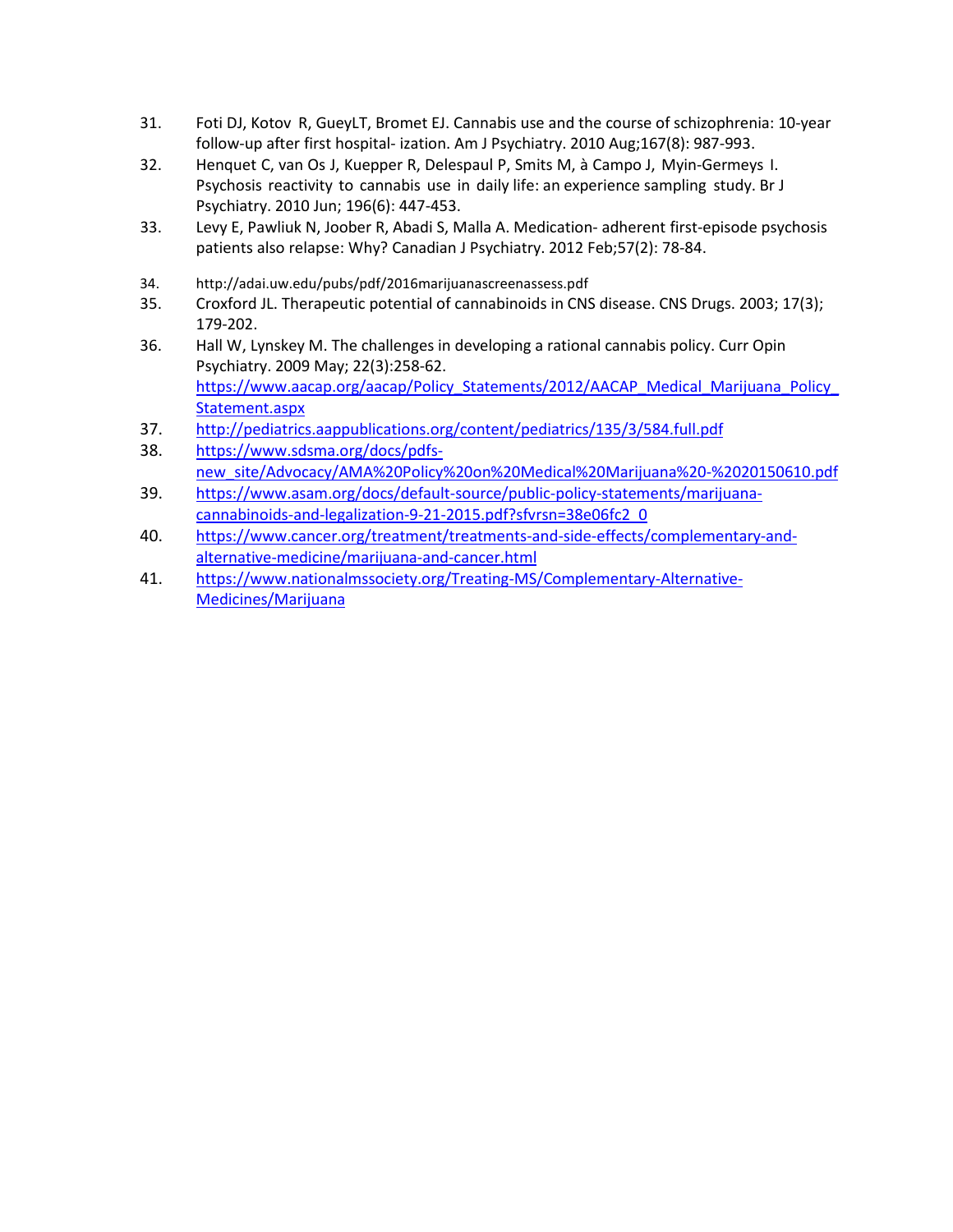31. Foti DJ, Kotov R, GueyLT, Bromet EJ. Cannabis use and the course of schizophrenia: 10-year follow-up after first hospital- ization. Am J Psychiatry. 2010 Aug;167(8): 987-993.
32. Henquet C, van Os J, Kuepper R, Delespaul P, Smits M, à Campo J, Myin-Germeys I. Psychosis reactivity to cannabis use in daily life: an experience sampling study. Br J Psychiatry. 2010 Jun; 196(6): 447-453.
33. Levy E, Pawliuk N, Joober R, Abadi S, Malla A. Medication- adherent first-episode psychosis patients also relapse: Why? Canadian J Psychiatry. 2012 Feb;57(2): 78-84.
34. http://adai.uw.edu/pubs/pdf/2016marijuanascreenassess.pdf
35. Croxford JL. Therapeutic potential of cannabinoids in CNS disease. CNS Drugs. 2003; 17(3); 179-202.
36. Hall W, Lynskey M. The challenges in developing a rational cannabis policy. Curr Opin Psychiatry. 2009 May; 22(3):258-62. https://www.aacap.org/aacap/Policy_Statements/2012/AACAP_Medical_Marijuana_Policy_Statement.aspx
37. http://pediatrics.aappublications.org/content/pediatrics/135/3/584.full.pdf
38. https://www.sdsma.org/docs/pdfs-new_site/Advocacy/AMA%20Policy%20on%20Medical%20Marijuana%20-%2020150610.pdf
39. https://www.asam.org/docs/default-source/public-policy-statements/marijuana-cannabinoids-and-legalization-9-21-2015.pdf?sfvrsn=38e06fc2_0
40. https://www.cancer.org/treatment/treatments-and-side-effects/complementary-and-alternative-medicine/marijuana-and-cancer.html
41. https://www.nationalmssociety.org/Treating-MS/Complementary-Alternative-Medicines/Marijuana